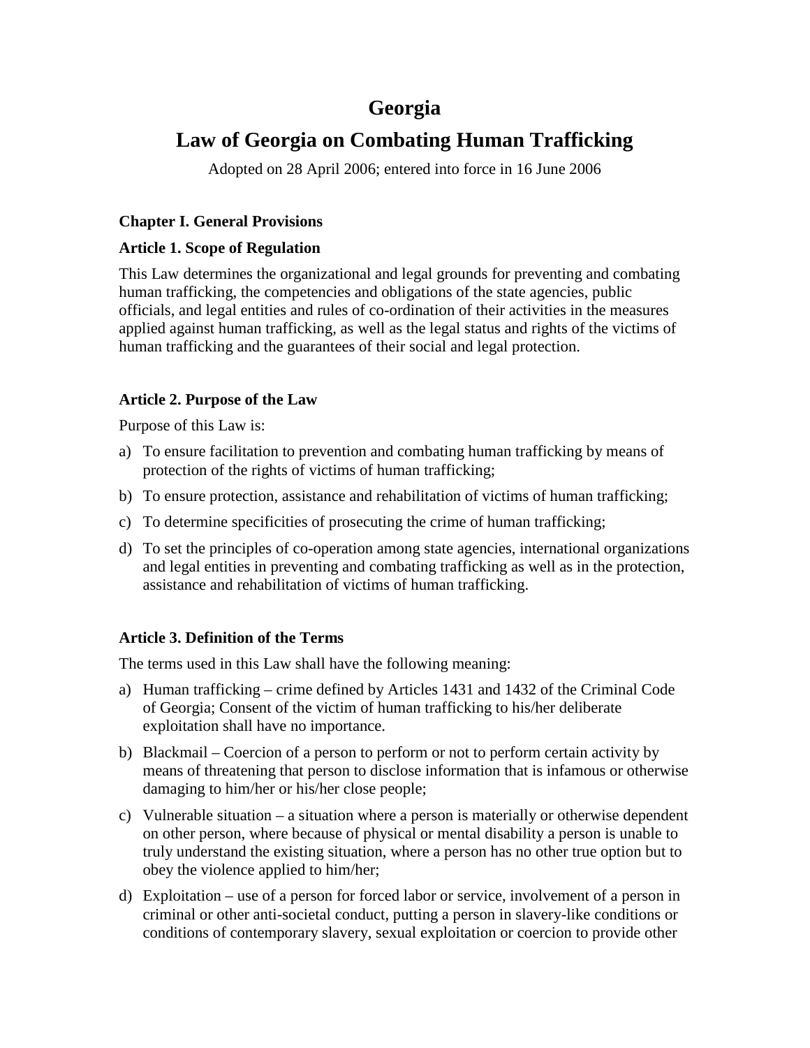# Georgia

# Law of Georgia on Combating Human Trafficking

Adopted on 28 April 2006; entered into force in 16 June 2006

### Chapter I. General Provisions

### Article 1. Scope of Regulation

This Law determines the organizational and legal grounds for preventing and combating human trafficking, the competencies and obligations of the state agencies, public officials, and legal entities and rules of co-ordination of their activities in the measures applied against human trafficking, as well as the legal status and rights of the victims of human trafficking and the guarantees of their social and legal protection.

### Article 2. Purpose of the Law

Purpose of this Law is:

a) To ensure facilitation to prevention and combating human trafficking by means of protection of the rights of victims of human trafficking;

b) To ensure protection, assistance and rehabilitation of victims of human trafficking;

c) To determine specificities of prosecuting the crime of human trafficking;

d) To set the principles of co-operation among state agencies, international organizations and legal entities in preventing and combating trafficking as well as in the protection, assistance and rehabilitation of victims of human trafficking.

### Article 3. Definition of the Terms

The terms used in this Law shall have the following meaning:

a) Human trafficking – crime defined by Articles 1431 and 1432 of the Criminal Code of Georgia; Consent of the victim of human trafficking to his/her deliberate exploitation shall have no importance.

b) Blackmail – Coercion of a person to perform or not to perform certain activity by means of threatening that person to disclose information that is infamous or otherwise damaging to him/her or his/her close people;

c) Vulnerable situation – a situation where a person is materially or otherwise dependent on other person, where because of physical or mental disability a person is unable to truly understand the existing situation, where a person has no other true option but to obey the violence applied to him/her;

d) Exploitation – use of a person for forced labor or service, involvement of a person in criminal or other anti-societal conduct, putting a person in slavery-like conditions or conditions of contemporary slavery, sexual exploitation or coercion to provide other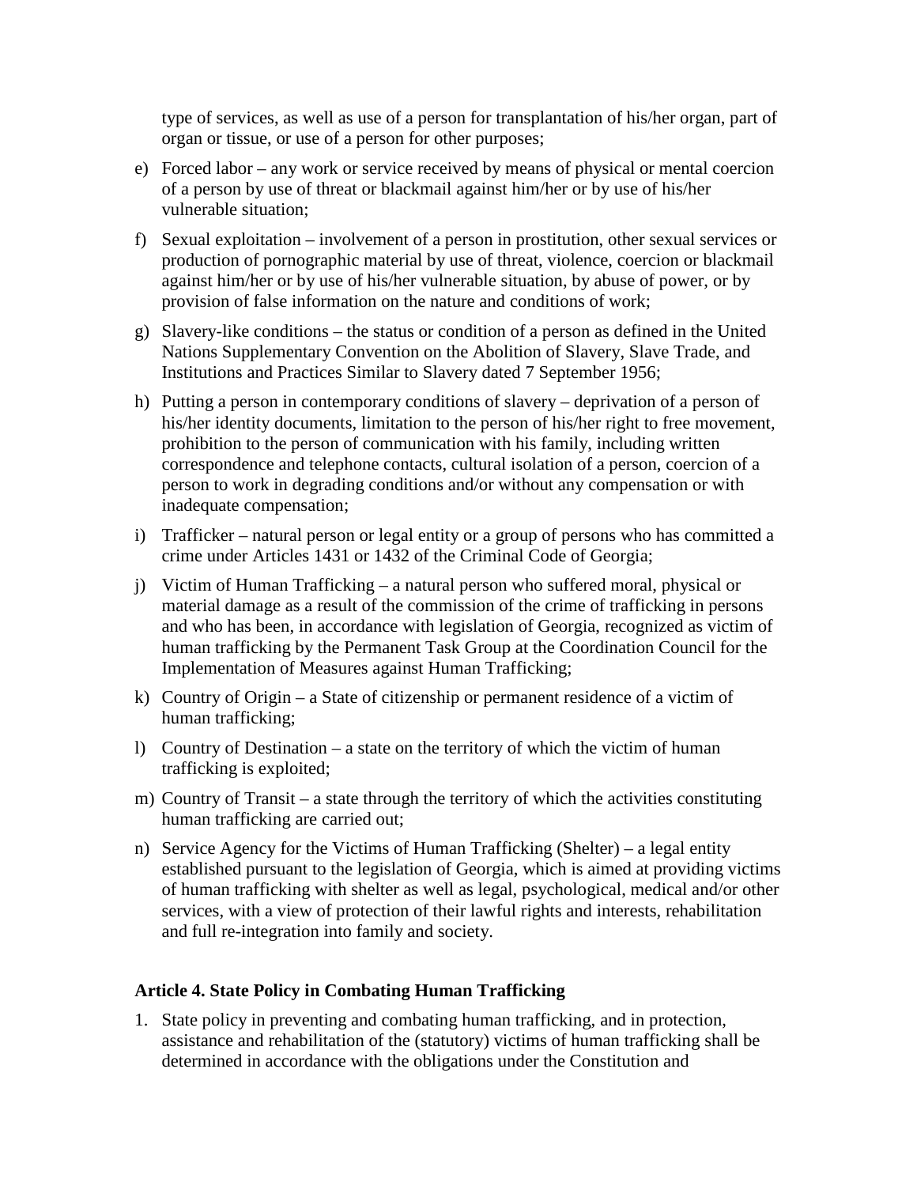type of services, as well as use of a person for transplantation of his/her organ, part of organ or tissue, or use of a person for other purposes;

e) Forced labor – any work or service received by means of physical or mental coercion of a person by use of threat or blackmail against him/her or by use of his/her vulnerable situation;

f) Sexual exploitation – involvement of a person in prostitution, other sexual services or production of pornographic material by use of threat, violence, coercion or blackmail against him/her or by use of his/her vulnerable situation, by abuse of power, or by provision of false information on the nature and conditions of work;

g) Slavery-like conditions – the status or condition of a person as defined in the United Nations Supplementary Convention on the Abolition of Slavery, Slave Trade, and Institutions and Practices Similar to Slavery dated 7 September 1956;

h) Putting a person in contemporary conditions of slavery – deprivation of a person of his/her identity documents, limitation to the person of his/her right to free movement, prohibition to the person of communication with his family, including written correspondence and telephone contacts, cultural isolation of a person, coercion of a person to work in degrading conditions and/or without any compensation or with inadequate compensation;

i) Trafficker – natural person or legal entity or a group of persons who has committed a crime under Articles 1431 or 1432 of the Criminal Code of Georgia;

j) Victim of Human Trafficking – a natural person who suffered moral, physical or material damage as a result of the commission of the crime of trafficking in persons and who has been, in accordance with legislation of Georgia, recognized as victim of human trafficking by the Permanent Task Group at the Coordination Council for the Implementation of Measures against Human Trafficking;

k) Country of Origin – a State of citizenship or permanent residence of a victim of human trafficking;

l) Country of Destination – a state on the territory of which the victim of human trafficking is exploited;

m) Country of Transit – a state through the territory of which the activities constituting human trafficking are carried out;

n) Service Agency for the Victims of Human Trafficking (Shelter) – a legal entity established pursuant to the legislation of Georgia, which is aimed at providing victims of human trafficking with shelter as well as legal, psychological, medical and/or other services, with a view of protection of their lawful rights and interests, rehabilitation and full re-integration into family and society.

### Article 4. State Policy in Combating Human Trafficking

1. State policy in preventing and combating human trafficking, and in protection, assistance and rehabilitation of the (statutory) victims of human trafficking shall be determined in accordance with the obligations under the Constitution and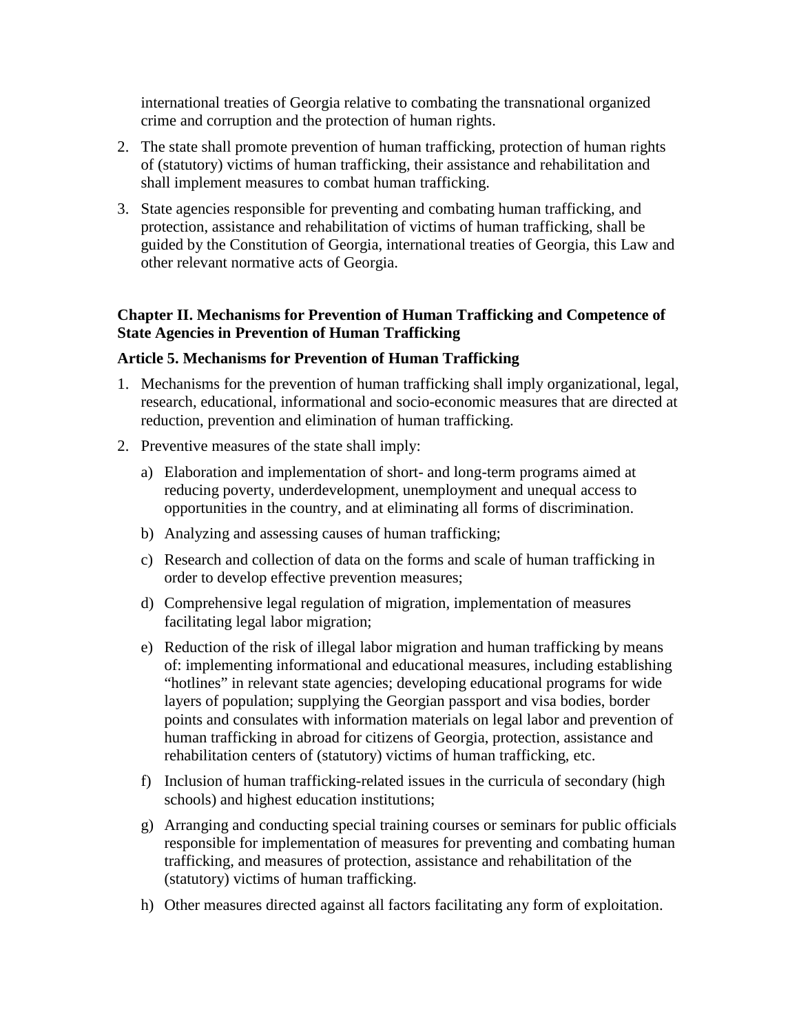international treaties of Georgia relative to combating the transnational organized crime and corruption and the protection of human rights.

2. The state shall promote prevention of human trafficking, protection of human rights of (statutory) victims of human trafficking, their assistance and rehabilitation and shall implement measures to combat human trafficking.
3. State agencies responsible for preventing and combating human trafficking, and protection, assistance and rehabilitation of victims of human trafficking, shall be guided by the Constitution of Georgia, international treaties of Georgia, this Law and other relevant normative acts of Georgia.

## Chapter II. Mechanisms for Prevention of Human Trafficking and Competence of State Agencies in Prevention of Human Trafficking

### Article 5. Mechanisms for Prevention of Human Trafficking

1. Mechanisms for the prevention of human trafficking shall imply organizational, legal, research, educational, informational and socio-economic measures that are directed at reduction, prevention and elimination of human trafficking.
2. Preventive measures of the state shall imply:
   a) Elaboration and implementation of short- and long-term programs aimed at reducing poverty, underdevelopment, unemployment and unequal access to opportunities in the country, and at eliminating all forms of discrimination.
   b) Analyzing and assessing causes of human trafficking;
   c) Research and collection of data on the forms and scale of human trafficking in order to develop effective prevention measures;
   d) Comprehensive legal regulation of migration, implementation of measures facilitating legal labor migration;
   e) Reduction of the risk of illegal labor migration and human trafficking by means of: implementing informational and educational measures, including establishing "hotlines" in relevant state agencies; developing educational programs for wide layers of population; supplying the Georgian passport and visa bodies, border points and consulates with information materials on legal labor and prevention of human trafficking in abroad for citizens of Georgia, protection, assistance and rehabilitation centers of (statutory) victims of human trafficking, etc.
   f) Inclusion of human trafficking-related issues in the curricula of secondary (high schools) and highest education institutions;
   g) Arranging and conducting special training courses or seminars for public officials responsible for implementation of measures for preventing and combating human trafficking, and measures of protection, assistance and rehabilitation of the (statutory) victims of human trafficking.
   h) Other measures directed against all factors facilitating any form of exploitation.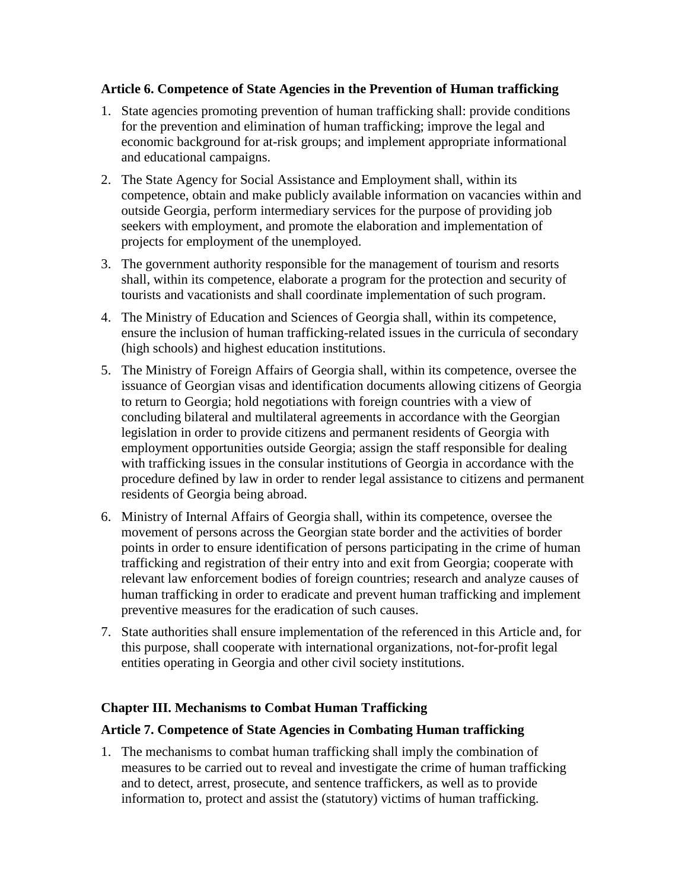**Article 6. Competence of State Agencies in the Prevention of Human trafficking**

1. State agencies promoting prevention of human trafficking shall: provide conditions for the prevention and elimination of human trafficking; improve the legal and economic background for at-risk groups; and implement appropriate informational and educational campaigns.
2. The State Agency for Social Assistance and Employment shall, within its competence, obtain and make publicly available information on vacancies within and outside Georgia, perform intermediary services for the purpose of providing job seekers with employment, and promote the elaboration and implementation of projects for employment of the unemployed.
3. The government authority responsible for the management of tourism and resorts shall, within its competence, elaborate a program for the protection and security of tourists and vacationists and shall coordinate implementation of such program.
4. The Ministry of Education and Sciences of Georgia shall, within its competence, ensure the inclusion of human trafficking-related issues in the curricula of secondary (high schools) and highest education institutions.
5. The Ministry of Foreign Affairs of Georgia shall, within its competence, oversee the issuance of Georgian visas and identification documents allowing citizens of Georgia to return to Georgia; hold negotiations with foreign countries with a view of concluding bilateral and multilateral agreements in accordance with the Georgian legislation in order to provide citizens and permanent residents of Georgia with employment opportunities outside Georgia; assign the staff responsible for dealing with trafficking issues in the consular institutions of Georgia in accordance with the procedure defined by law in order to render legal assistance to citizens and permanent residents of Georgia being abroad.
6. Ministry of Internal Affairs of Georgia shall, within its competence, oversee the movement of persons across the Georgian state border and the activities of border points in order to ensure identification of persons participating in the crime of human trafficking and registration of their entry into and exit from Georgia; cooperate with relevant law enforcement bodies of foreign countries; research and analyze causes of human trafficking in order to eradicate and prevent human trafficking and implement preventive measures for the eradication of such causes.
7. State authorities shall ensure implementation of the referenced in this Article and, for this purpose, shall cooperate with international organizations, not-for-profit legal entities operating in Georgia and other civil society institutions.

## Chapter III. Mechanisms to Combat Human Trafficking

**Article 7. Competence of State Agencies in Combating Human trafficking**

1. The mechanisms to combat human trafficking shall imply the combination of measures to be carried out to reveal and investigate the crime of human trafficking and to detect, arrest, prosecute, and sentence traffickers, as well as to provide information to, protect and assist the (statutory) victims of human trafficking.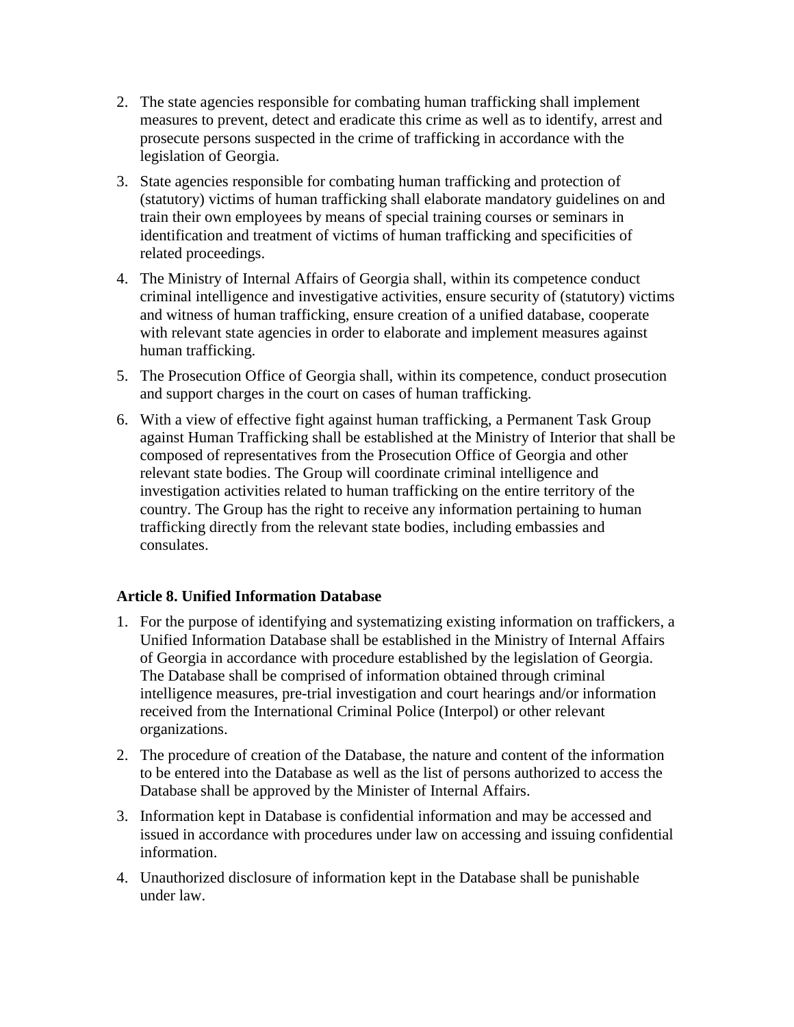2. The state agencies responsible for combating human trafficking shall implement measures to prevent, detect and eradicate this crime as well as to identify, arrest and prosecute persons suspected in the crime of trafficking in accordance with the legislation of Georgia.
3. State agencies responsible for combating human trafficking and protection of (statutory) victims of human trafficking shall elaborate mandatory guidelines on and train their own employees by means of special training courses or seminars in identification and treatment of victims of human trafficking and specificities of related proceedings.
4. The Ministry of Internal Affairs of Georgia shall, within its competence conduct criminal intelligence and investigative activities, ensure security of (statutory) victims and witness of human trafficking, ensure creation of a unified database, cooperate with relevant state agencies in order to elaborate and implement measures against human trafficking.
5. The Prosecution Office of Georgia shall, within its competence, conduct prosecution and support charges in the court on cases of human trafficking.
6. With a view of effective fight against human trafficking, a Permanent Task Group against Human Trafficking shall be established at the Ministry of Interior that shall be composed of representatives from the Prosecution Office of Georgia and other relevant state bodies. The Group will coordinate criminal intelligence and investigation activities related to human trafficking on the entire territory of the country. The Group has the right to receive any information pertaining to human trafficking directly from the relevant state bodies, including embassies and consulates.

**Article 8. Unified Information Database**

1. For the purpose of identifying and systematizing existing information on traffickers, a Unified Information Database shall be established in the Ministry of Internal Affairs of Georgia in accordance with procedure established by the legislation of Georgia. The Database shall be comprised of information obtained through criminal intelligence measures, pre-trial investigation and court hearings and/or information received from the International Criminal Police (Interpol) or other relevant organizations.
2. The procedure of creation of the Database, the nature and content of the information to be entered into the Database as well as the list of persons authorized to access the Database shall be approved by the Minister of Internal Affairs.
3. Information kept in Database is confidential information and may be accessed and issued in accordance with procedures under law on accessing and issuing confidential information.
4. Unauthorized disclosure of information kept in the Database shall be punishable under law.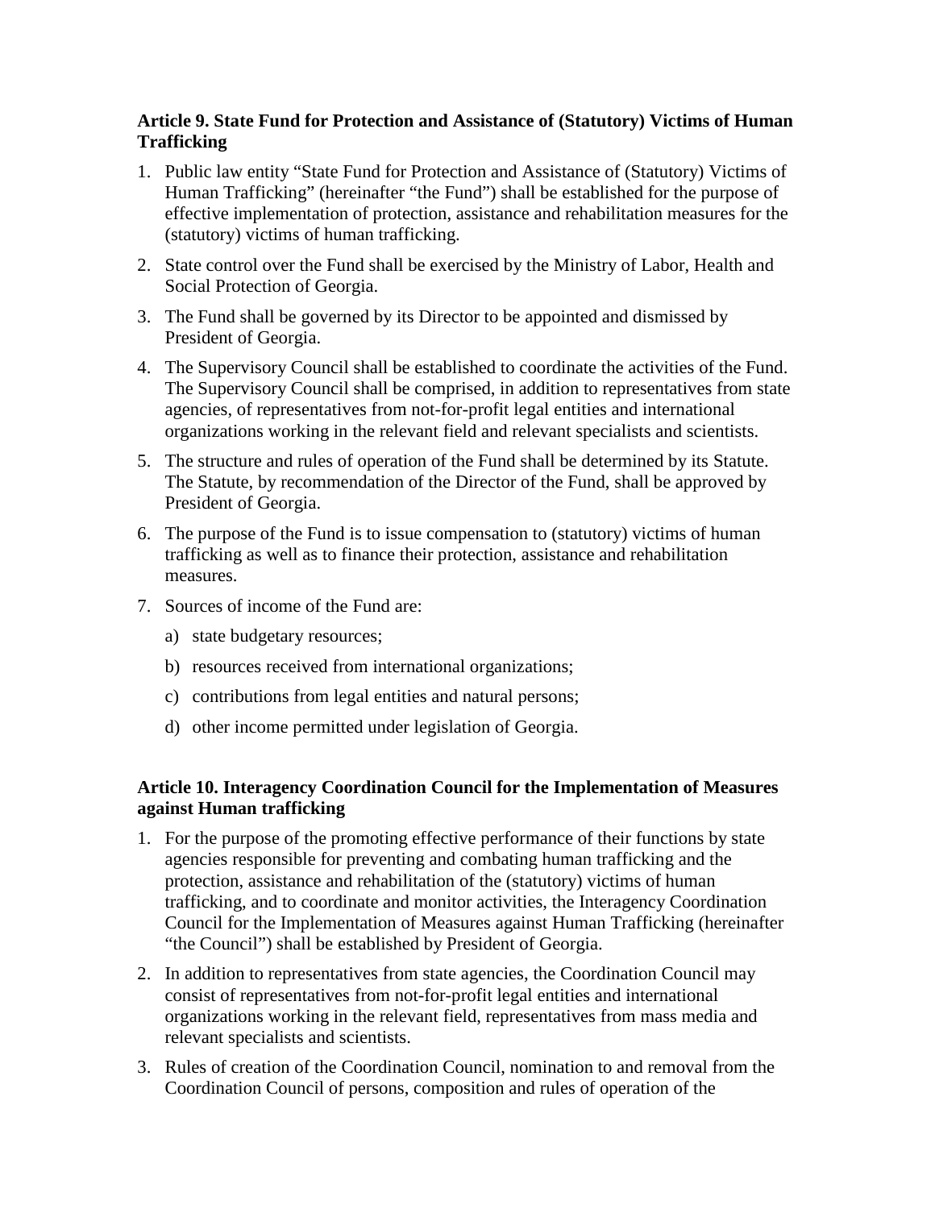**Article 9. State Fund for Protection and Assistance of (Statutory) Victims of Human Trafficking**

1. Public law entity "State Fund for Protection and Assistance of (Statutory) Victims of Human Trafficking" (hereinafter "the Fund") shall be established for the purpose of effective implementation of protection, assistance and rehabilitation measures for the (statutory) victims of human trafficking.
2. State control over the Fund shall be exercised by the Ministry of Labor, Health and Social Protection of Georgia.
3. The Fund shall be governed by its Director to be appointed and dismissed by President of Georgia.
4. The Supervisory Council shall be established to coordinate the activities of the Fund. The Supervisory Council shall be comprised, in addition to representatives from state agencies, of representatives from not-for-profit legal entities and international organizations working in the relevant field and relevant specialists and scientists.
5. The structure and rules of operation of the Fund shall be determined by its Statute. The Statute, by recommendation of the Director of the Fund, shall be approved by President of Georgia.
6. The purpose of the Fund is to issue compensation to (statutory) victims of human trafficking as well as to finance their protection, assistance and rehabilitation measures.
7. Sources of income of the Fund are:
   a) state budgetary resources;
   b) resources received from international organizations;
   c) contributions from legal entities and natural persons;
   d) other income permitted under legislation of Georgia.

**Article 10. Interagency Coordination Council for the Implementation of Measures against Human trafficking**

1. For the purpose of the promoting effective performance of their functions by state agencies responsible for preventing and combating human trafficking and the protection, assistance and rehabilitation of the (statutory) victims of human trafficking, and to coordinate and monitor activities, the Interagency Coordination Council for the Implementation of Measures against Human Trafficking (hereinafter "the Council") shall be established by President of Georgia.
2. In addition to representatives from state agencies, the Coordination Council may consist of representatives from not-for-profit legal entities and international organizations working in the relevant field, representatives from mass media and relevant specialists and scientists.
3. Rules of creation of the Coordination Council, nomination to and removal from the Coordination Council of persons, composition and rules of operation of the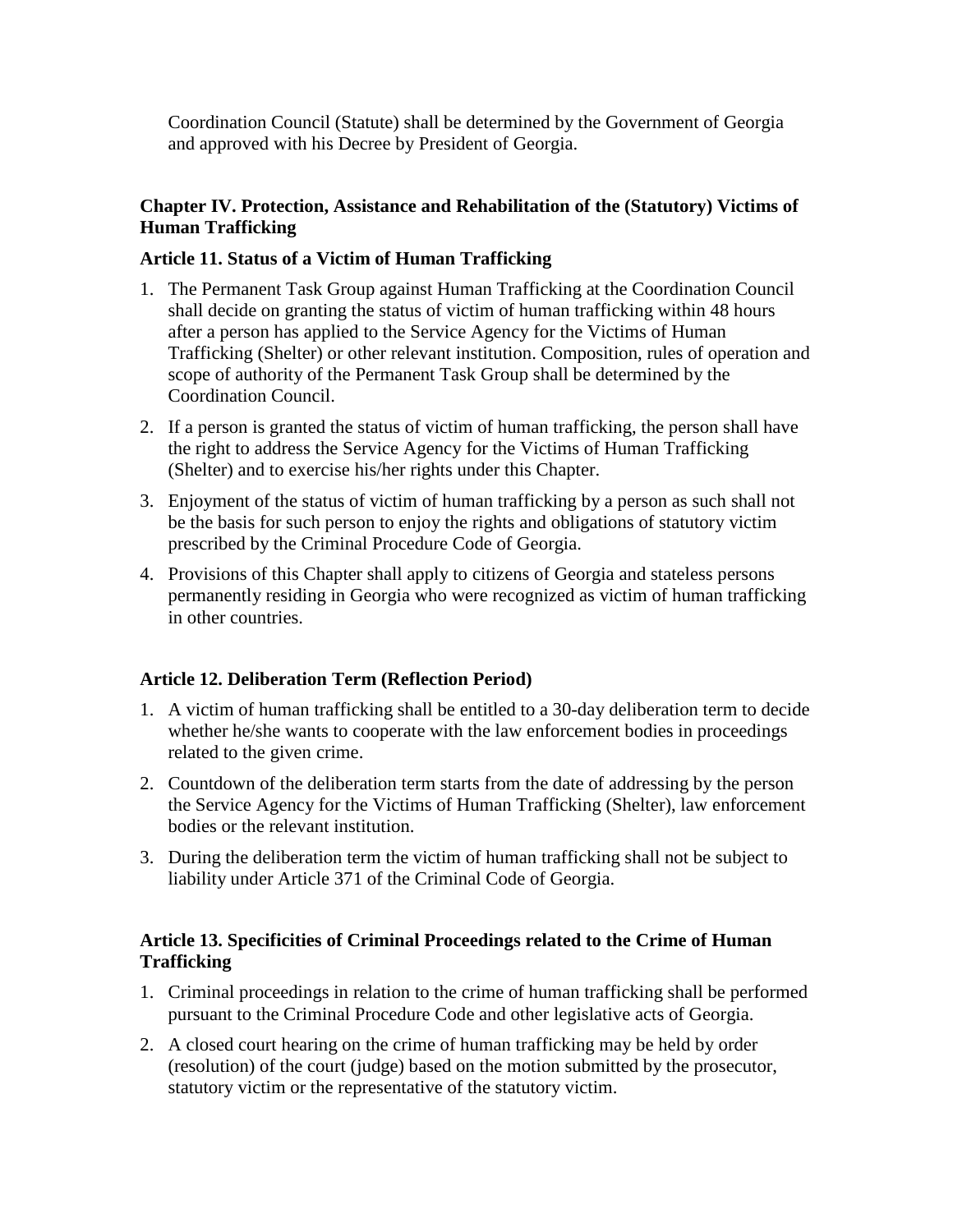Coordination Council (Statute) shall be determined by the Government of Georgia and approved with his Decree by President of Georgia.

### Chapter IV. Protection, Assistance and Rehabilitation of the (Statutory) Victims of Human Trafficking

#### Article 11. Status of a Victim of Human Trafficking

1. The Permanent Task Group against Human Trafficking at the Coordination Council shall decide on granting the status of victim of human trafficking within 48 hours after a person has applied to the Service Agency for the Victims of Human Trafficking (Shelter) or other relevant institution. Composition, rules of operation and scope of authority of the Permanent Task Group shall be determined by the Coordination Council.
2. If a person is granted the status of victim of human trafficking, the person shall have the right to address the Service Agency for the Victims of Human Trafficking (Shelter) and to exercise his/her rights under this Chapter.
3. Enjoyment of the status of victim of human trafficking by a person as such shall not be the basis for such person to enjoy the rights and obligations of statutory victim prescribed by the Criminal Procedure Code of Georgia.
4. Provisions of this Chapter shall apply to citizens of Georgia and stateless persons permanently residing in Georgia who were recognized as victim of human trafficking in other countries.

#### Article 12. Deliberation Term (Reflection Period)

1. A victim of human trafficking shall be entitled to a 30-day deliberation term to decide whether he/she wants to cooperate with the law enforcement bodies in proceedings related to the given crime.
2. Countdown of the deliberation term starts from the date of addressing by the person the Service Agency for the Victims of Human Trafficking (Shelter), law enforcement bodies or the relevant institution.
3. During the deliberation term the victim of human trafficking shall not be subject to liability under Article 371 of the Criminal Code of Georgia.

#### Article 13. Specificities of Criminal Proceedings related to the Crime of Human Trafficking

1. Criminal proceedings in relation to the crime of human trafficking shall be performed pursuant to the Criminal Procedure Code and other legislative acts of Georgia.
2. A closed court hearing on the crime of human trafficking may be held by order (resolution) of the court (judge) based on the motion submitted by the prosecutor, statutory victim or the representative of the statutory victim.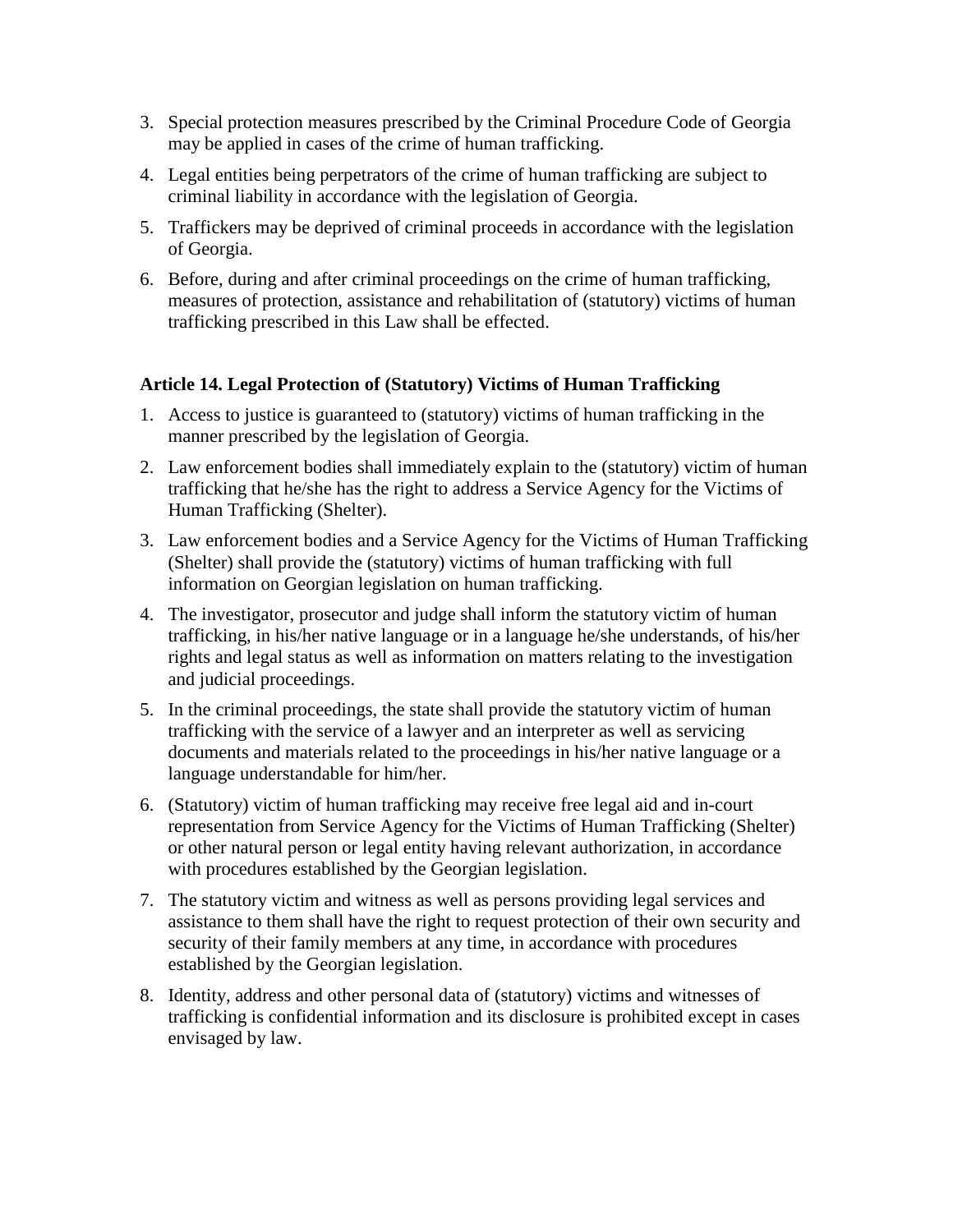3. Special protection measures prescribed by the Criminal Procedure Code of Georgia may be applied in cases of the crime of human trafficking.
4. Legal entities being perpetrators of the crime of human trafficking are subject to criminal liability in accordance with the legislation of Georgia.
5. Traffickers may be deprived of criminal proceeds in accordance with the legislation of Georgia.
6. Before, during and after criminal proceedings on the crime of human trafficking, measures of protection, assistance and rehabilitation of (statutory) victims of human trafficking prescribed in this Law shall be effected.

**Article 14. Legal Protection of (Statutory) Victims of Human Trafficking**

1. Access to justice is guaranteed to (statutory) victims of human trafficking in the manner prescribed by the legislation of Georgia.
2. Law enforcement bodies shall immediately explain to the (statutory) victim of human trafficking that he/she has the right to address a Service Agency for the Victims of Human Trafficking (Shelter).
3. Law enforcement bodies and a Service Agency for the Victims of Human Trafficking (Shelter) shall provide the (statutory) victims of human trafficking with full information on Georgian legislation on human trafficking.
4. The investigator, prosecutor and judge shall inform the statutory victim of human trafficking, in his/her native language or in a language he/she understands, of his/her rights and legal status as well as information on matters relating to the investigation and judicial proceedings.
5. In the criminal proceedings, the state shall provide the statutory victim of human trafficking with the service of a lawyer and an interpreter as well as servicing documents and materials related to the proceedings in his/her native language or a language understandable for him/her.
6. (Statutory) victim of human trafficking may receive free legal aid and in-court representation from Service Agency for the Victims of Human Trafficking (Shelter) or other natural person or legal entity having relevant authorization, in accordance with procedures established by the Georgian legislation.
7. The statutory victim and witness as well as persons providing legal services and assistance to them shall have the right to request protection of their own security and security of their family members at any time, in accordance with procedures established by the Georgian legislation.
8. Identity, address and other personal data of (statutory) victims and witnesses of trafficking is confidential information and its disclosure is prohibited except in cases envisaged by law.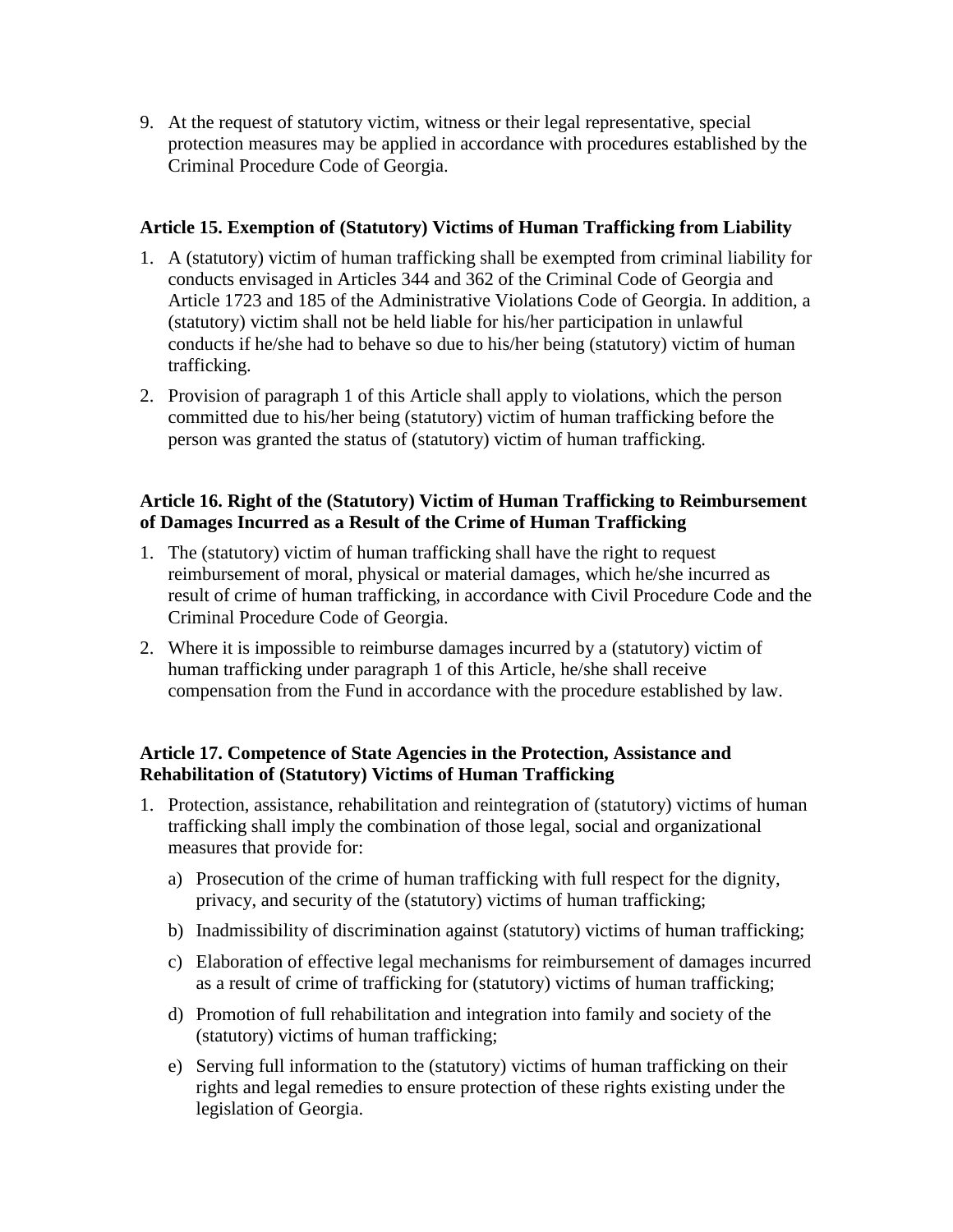9. At the request of statutory victim, witness or their legal representative, special protection measures may be applied in accordance with procedures established by the Criminal Procedure Code of Georgia.

### Article 15. Exemption of (Statutory) Victims of Human Trafficking from Liability

1. A (statutory) victim of human trafficking shall be exempted from criminal liability for conducts envisaged in Articles 344 and 362 of the Criminal Code of Georgia and Article 1723 and 185 of the Administrative Violations Code of Georgia. In addition, a (statutory) victim shall not be held liable for his/her participation in unlawful conducts if he/she had to behave so due to his/her being (statutory) victim of human trafficking.
2. Provision of paragraph 1 of this Article shall apply to violations, which the person committed due to his/her being (statutory) victim of human trafficking before the person was granted the status of (statutory) victim of human trafficking.

### Article 16. Right of the (Statutory) Victim of Human Trafficking to Reimbursement of Damages Incurred as a Result of the Crime of Human Trafficking

1. The (statutory) victim of human trafficking shall have the right to request reimbursement of moral, physical or material damages, which he/she incurred as result of crime of human trafficking, in accordance with Civil Procedure Code and the Criminal Procedure Code of Georgia.
2. Where it is impossible to reimburse damages incurred by a (statutory) victim of human trafficking under paragraph 1 of this Article, he/she shall receive compensation from the Fund in accordance with the procedure established by law.

### Article 17. Competence of State Agencies in the Protection, Assistance and Rehabilitation of (Statutory) Victims of Human Trafficking

1. Protection, assistance, rehabilitation and reintegration of (statutory) victims of human trafficking shall imply the combination of those legal, social and organizational measures that provide for:
   a) Prosecution of the crime of human trafficking with full respect for the dignity, privacy, and security of the (statutory) victims of human trafficking;
   b) Inadmissibility of discrimination against (statutory) victims of human trafficking;
   c) Elaboration of effective legal mechanisms for reimbursement of damages incurred as a result of crime of trafficking for (statutory) victims of human trafficking;
   d) Promotion of full rehabilitation and integration into family and society of the (statutory) victims of human trafficking;
   e) Serving full information to the (statutory) victims of human trafficking on their rights and legal remedies to ensure protection of these rights existing under the legislation of Georgia.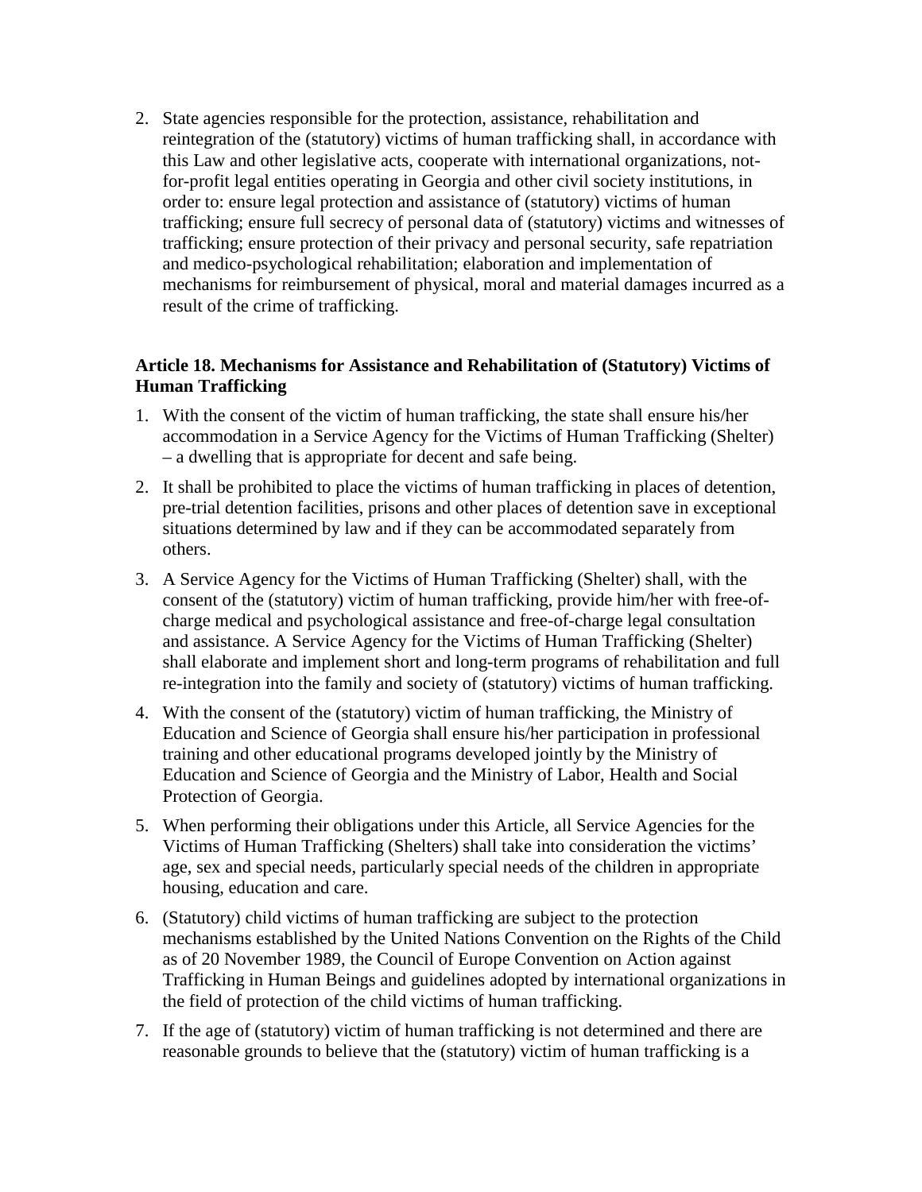2. State agencies responsible for the protection, assistance, rehabilitation and reintegration of the (statutory) victims of human trafficking shall, in accordance with this Law and other legislative acts, cooperate with international organizations, not-for-profit legal entities operating in Georgia and other civil society institutions, in order to: ensure legal protection and assistance of (statutory) victims of human trafficking; ensure full secrecy of personal data of (statutory) victims and witnesses of trafficking; ensure protection of their privacy and personal security, safe repatriation and medico-psychological rehabilitation; elaboration and implementation of mechanisms for reimbursement of physical, moral and material damages incurred as a result of the crime of trafficking.

**Article 18. Mechanisms for Assistance and Rehabilitation of (Statutory) Victims of Human Trafficking**

1. With the consent of the victim of human trafficking, the state shall ensure his/her accommodation in a Service Agency for the Victims of Human Trafficking (Shelter) – a dwelling that is appropriate for decent and safe being.
2. It shall be prohibited to place the victims of human trafficking in places of detention, pre-trial detention facilities, prisons and other places of detention save in exceptional situations determined by law and if they can be accommodated separately from others.
3. A Service Agency for the Victims of Human Trafficking (Shelter) shall, with the consent of the (statutory) victim of human trafficking, provide him/her with free-of-charge medical and psychological assistance and free-of-charge legal consultation and assistance. A Service Agency for the Victims of Human Trafficking (Shelter) shall elaborate and implement short and long-term programs of rehabilitation and full re-integration into the family and society of (statutory) victims of human trafficking.
4. With the consent of the (statutory) victim of human trafficking, the Ministry of Education and Science of Georgia shall ensure his/her participation in professional training and other educational programs developed jointly by the Ministry of Education and Science of Georgia and the Ministry of Labor, Health and Social Protection of Georgia.
5. When performing their obligations under this Article, all Service Agencies for the Victims of Human Trafficking (Shelters) shall take into consideration the victims' age, sex and special needs, particularly special needs of the children in appropriate housing, education and care.
6. (Statutory) child victims of human trafficking are subject to the protection mechanisms established by the United Nations Convention on the Rights of the Child as of 20 November 1989, the Council of Europe Convention on Action against Trafficking in Human Beings and guidelines adopted by international organizations in the field of protection of the child victims of human trafficking.
7. If the age of (statutory) victim of human trafficking is not determined and there are reasonable grounds to believe that the (statutory) victim of human trafficking is a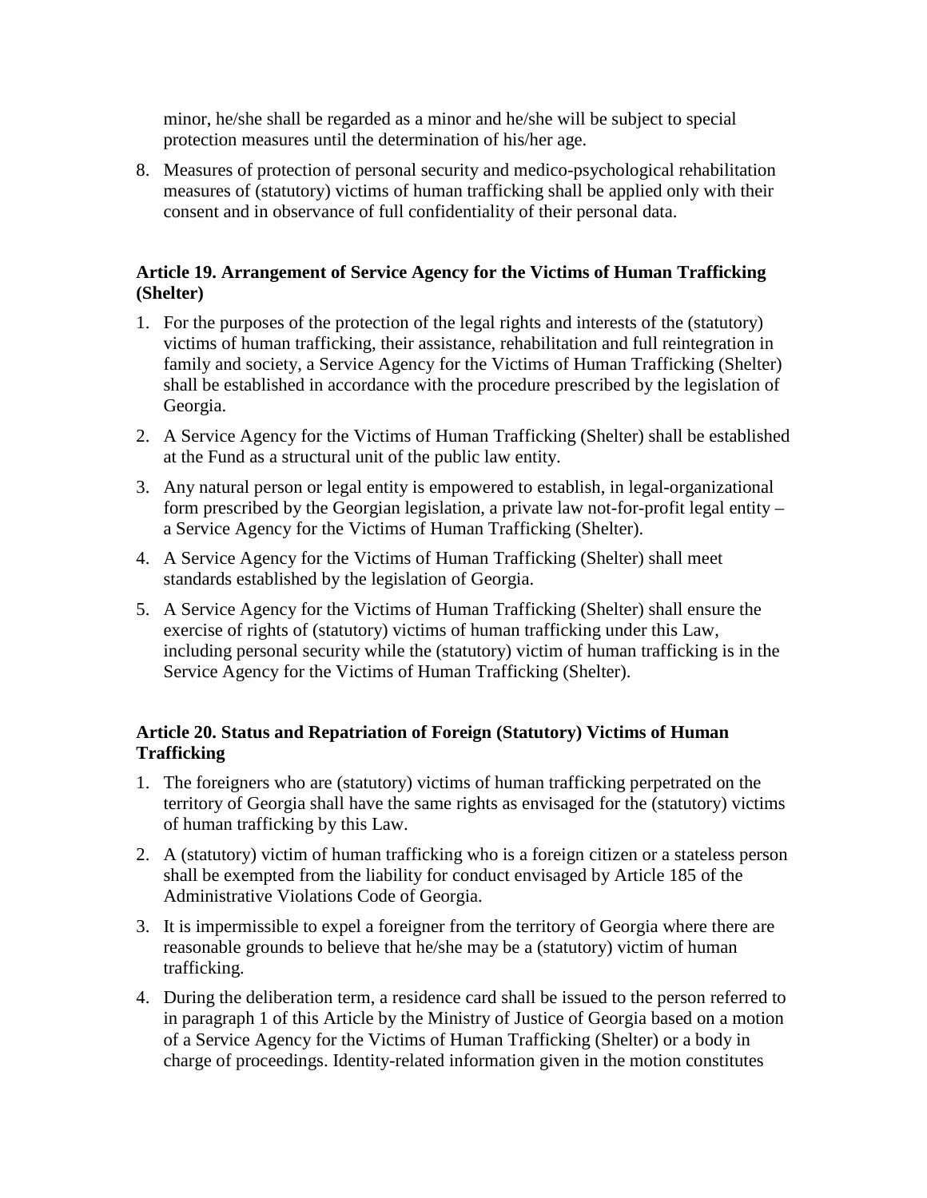minor, he/she shall be regarded as a minor and he/she will be subject to special protection measures until the determination of his/her age.

8. Measures of protection of personal security and medico-psychological rehabilitation measures of (statutory) victims of human trafficking shall be applied only with their consent and in observance of full confidentiality of their personal data.

### Article 19. Arrangement of Service Agency for the Victims of Human Trafficking (Shelter)

1. For the purposes of the protection of the legal rights and interests of the (statutory) victims of human trafficking, their assistance, rehabilitation and full reintegration in family and society, a Service Agency for the Victims of Human Trafficking (Shelter) shall be established in accordance with the procedure prescribed by the legislation of Georgia.
2. A Service Agency for the Victims of Human Trafficking (Shelter) shall be established at the Fund as a structural unit of the public law entity.
3. Any natural person or legal entity is empowered to establish, in legal-organizational form prescribed by the Georgian legislation, a private law not-for-profit legal entity – a Service Agency for the Victims of Human Trafficking (Shelter).
4. A Service Agency for the Victims of Human Trafficking (Shelter) shall meet standards established by the legislation of Georgia.
5. A Service Agency for the Victims of Human Trafficking (Shelter) shall ensure the exercise of rights of (statutory) victims of human trafficking under this Law, including personal security while the (statutory) victim of human trafficking is in the Service Agency for the Victims of Human Trafficking (Shelter).

### Article 20. Status and Repatriation of Foreign (Statutory) Victims of Human Trafficking

1. The foreigners who are (statutory) victims of human trafficking perpetrated on the territory of Georgia shall have the same rights as envisaged for the (statutory) victims of human trafficking by this Law.
2. A (statutory) victim of human trafficking who is a foreign citizen or a stateless person shall be exempted from the liability for conduct envisaged by Article 185 of the Administrative Violations Code of Georgia.
3. It is impermissible to expel a foreigner from the territory of Georgia where there are reasonable grounds to believe that he/she may be a (statutory) victim of human trafficking.
4. During the deliberation term, a residence card shall be issued to the person referred to in paragraph 1 of this Article by the Ministry of Justice of Georgia based on a motion of a Service Agency for the Victims of Human Trafficking (Shelter) or a body in charge of proceedings. Identity-related information given in the motion constitutes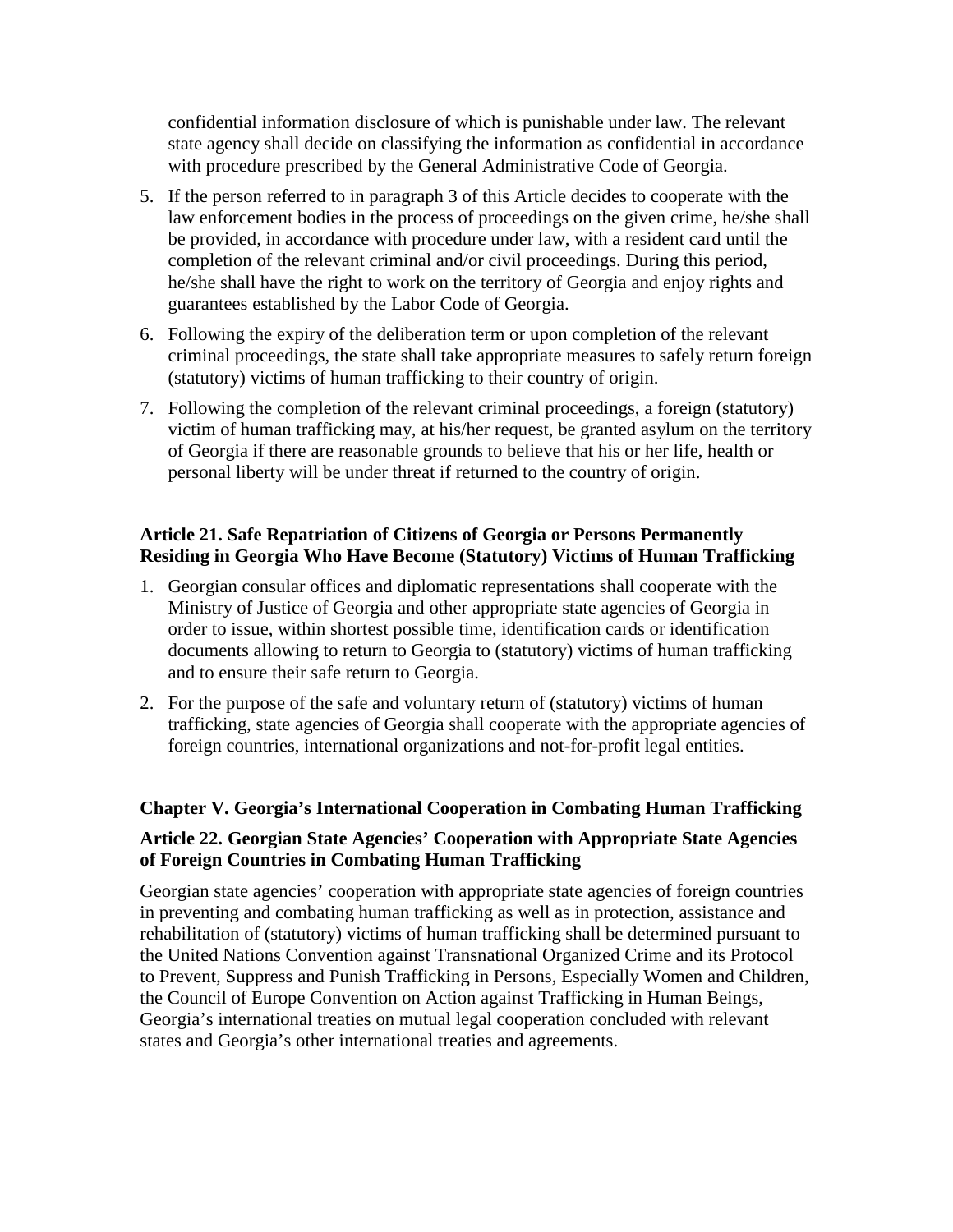confidential information disclosure of which is punishable under law. The relevant state agency shall decide on classifying the information as confidential in accordance with procedure prescribed by the General Administrative Code of Georgia.

5. If the person referred to in paragraph 3 of this Article decides to cooperate with the law enforcement bodies in the process of proceedings on the given crime, he/she shall be provided, in accordance with procedure under law, with a resident card until the completion of the relevant criminal and/or civil proceedings. During this period, he/she shall have the right to work on the territory of Georgia and enjoy rights and guarantees established by the Labor Code of Georgia.
6. Following the expiry of the deliberation term or upon completion of the relevant criminal proceedings, the state shall take appropriate measures to safely return foreign (statutory) victims of human trafficking to their country of origin.
7. Following the completion of the relevant criminal proceedings, a foreign (statutory) victim of human trafficking may, at his/her request, be granted asylum on the territory of Georgia if there are reasonable grounds to believe that his or her life, health or personal liberty will be under threat if returned to the country of origin.

### Article 21. Safe Repatriation of Citizens of Georgia or Persons Permanently Residing in Georgia Who Have Become (Statutory) Victims of Human Trafficking

1. Georgian consular offices and diplomatic representations shall cooperate with the Ministry of Justice of Georgia and other appropriate state agencies of Georgia in order to issue, within shortest possible time, identification cards or identification documents allowing to return to Georgia to (statutory) victims of human trafficking and to ensure their safe return to Georgia.
2. For the purpose of the safe and voluntary return of (statutory) victims of human trafficking, state agencies of Georgia shall cooperate with the appropriate agencies of foreign countries, international organizations and not-for-profit legal entities.

## Chapter V. Georgia's International Cooperation in Combating Human Trafficking

### Article 22. Georgian State Agencies' Cooperation with Appropriate State Agencies of Foreign Countries in Combating Human Trafficking

Georgian state agencies' cooperation with appropriate state agencies of foreign countries in preventing and combating human trafficking as well as in protection, assistance and rehabilitation of (statutory) victims of human trafficking shall be determined pursuant to the United Nations Convention against Transnational Organized Crime and its Protocol to Prevent, Suppress and Punish Trafficking in Persons, Especially Women and Children, the Council of Europe Convention on Action against Trafficking in Human Beings, Georgia's international treaties on mutual legal cooperation concluded with relevant states and Georgia's other international treaties and agreements.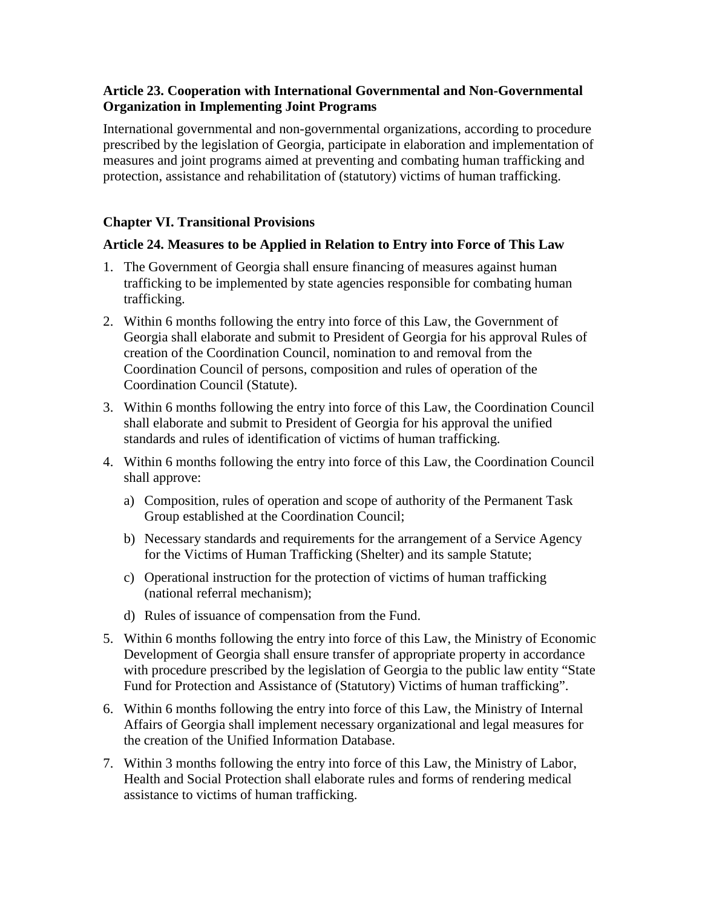### Article 23. Cooperation with International Governmental and Non-Governmental Organization in Implementing Joint Programs

International governmental and non-governmental organizations, according to procedure prescribed by the legislation of Georgia, participate in elaboration and implementation of measures and joint programs aimed at preventing and combating human trafficking and protection, assistance and rehabilitation of (statutory) victims of human trafficking.

## Chapter VI. Transitional Provisions

### Article 24. Measures to be Applied in Relation to Entry into Force of This Law

1. The Government of Georgia shall ensure financing of measures against human trafficking to be implemented by state agencies responsible for combating human trafficking.
2. Within 6 months following the entry into force of this Law, the Government of Georgia shall elaborate and submit to President of Georgia for his approval Rules of creation of the Coordination Council, nomination to and removal from the Coordination Council of persons, composition and rules of operation of the Coordination Council (Statute).
3. Within 6 months following the entry into force of this Law, the Coordination Council shall elaborate and submit to President of Georgia for his approval the unified standards and rules of identification of victims of human trafficking.
4. Within 6 months following the entry into force of this Law, the Coordination Council shall approve:
   a) Composition, rules of operation and scope of authority of the Permanent Task Group established at the Coordination Council;
   b) Necessary standards and requirements for the arrangement of a Service Agency for the Victims of Human Trafficking (Shelter) and its sample Statute;
   c) Operational instruction for the protection of victims of human trafficking (national referral mechanism);
   d) Rules of issuance of compensation from the Fund.
5. Within 6 months following the entry into force of this Law, the Ministry of Economic Development of Georgia shall ensure transfer of appropriate property in accordance with procedure prescribed by the legislation of Georgia to the public law entity "State Fund for Protection and Assistance of (Statutory) Victims of human trafficking".
6. Within 6 months following the entry into force of this Law, the Ministry of Internal Affairs of Georgia shall implement necessary organizational and legal measures for the creation of the Unified Information Database.
7. Within 3 months following the entry into force of this Law, the Ministry of Labor, Health and Social Protection shall elaborate rules and forms of rendering medical assistance to victims of human trafficking.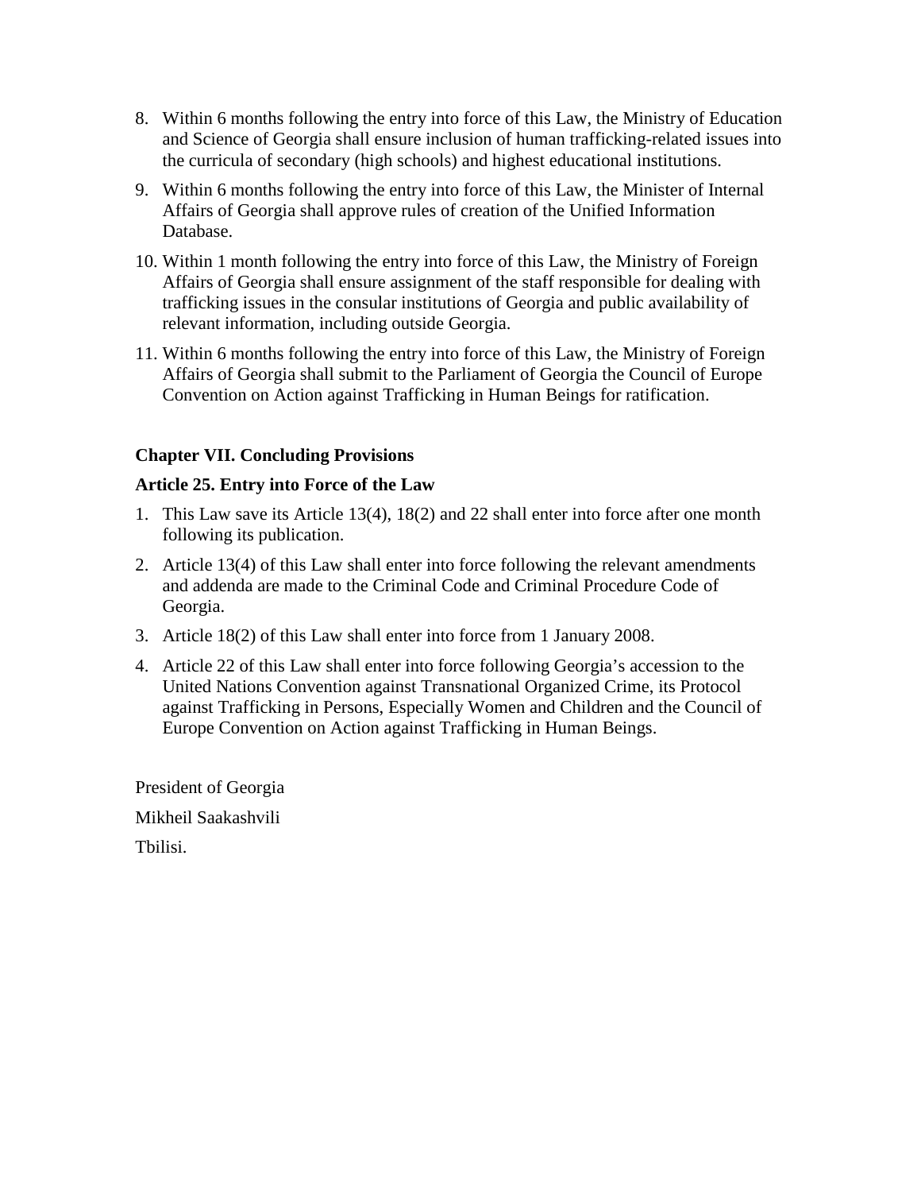8. Within 6 months following the entry into force of this Law, the Ministry of Education and Science of Georgia shall ensure inclusion of human trafficking-related issues into the curricula of secondary (high schools) and highest educational institutions.

9. Within 6 months following the entry into force of this Law, the Minister of Internal Affairs of Georgia shall approve rules of creation of the Unified Information Database.

10. Within 1 month following the entry into force of this Law, the Ministry of Foreign Affairs of Georgia shall ensure assignment of the staff responsible for dealing with trafficking issues in the consular institutions of Georgia and public availability of relevant information, including outside Georgia.

11. Within 6 months following the entry into force of this Law, the Ministry of Foreign Affairs of Georgia shall submit to the Parliament of Georgia the Council of Europe Convention on Action against Trafficking in Human Beings for ratification.

**Chapter VII. Concluding Provisions**

**Article 25. Entry into Force of the Law**

1. This Law save its Article 13(4), 18(2) and 22 shall enter into force after one month following its publication.

2. Article 13(4) of this Law shall enter into force following the relevant amendments and addenda are made to the Criminal Code and Criminal Procedure Code of Georgia.

3. Article 18(2) of this Law shall enter into force from 1 January 2008.

4. Article 22 of this Law shall enter into force following Georgia's accession to the United Nations Convention against Transnational Organized Crime, its Protocol against Trafficking in Persons, Especially Women and Children and the Council of Europe Convention on Action against Trafficking in Human Beings.

President of Georgia

Mikheil Saakashvili

Tbilisi.